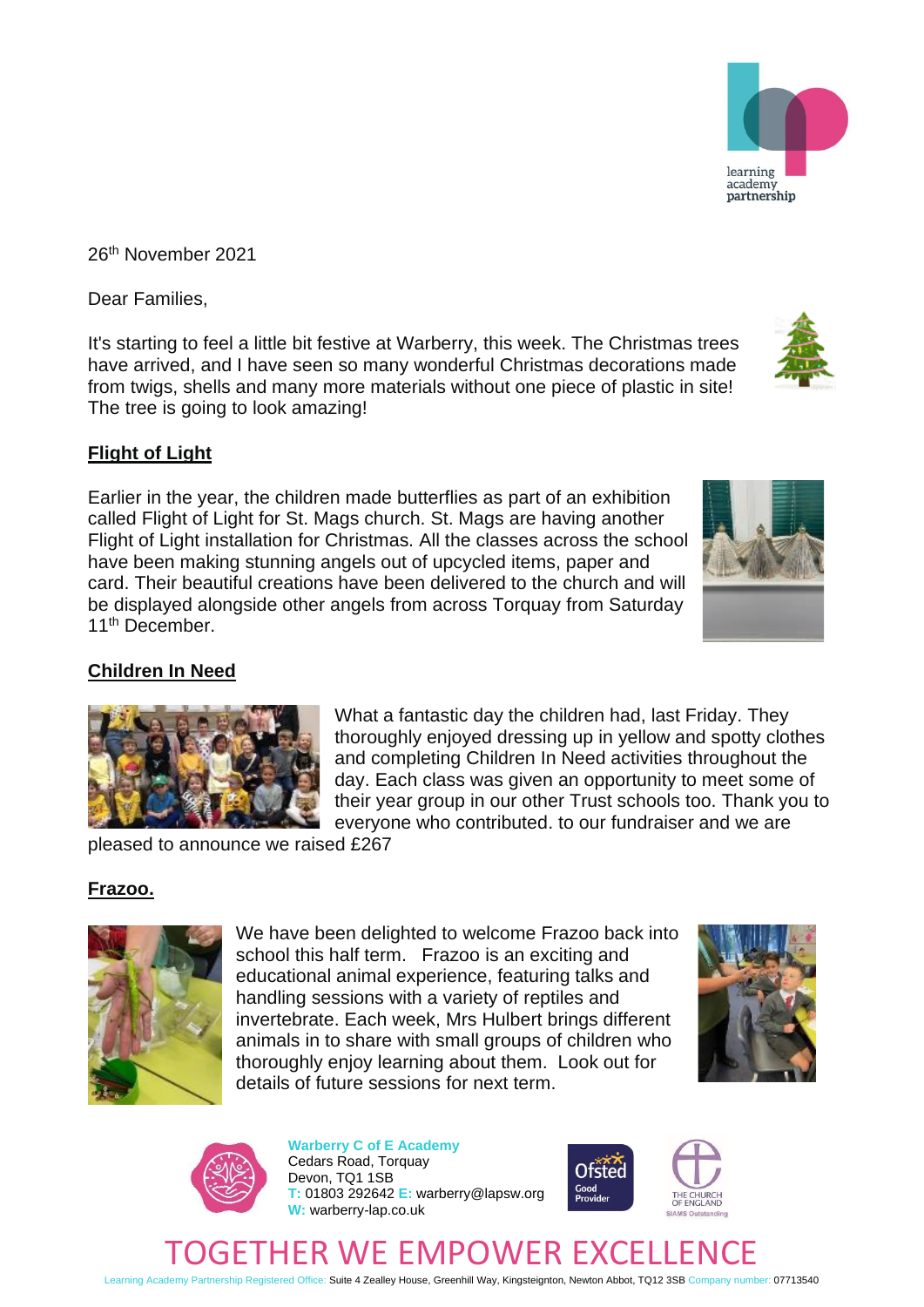26th November 2021

Dear Families,

It's starting to feel a little bit festive at Warberry, this week. The Christmas trees have arrived, and I have seen so many wonderful Christmas decorations made from twigs, shells and many more materials without one piece of plastic in site! The tree is going to look amazing!

**Flight of Light**

Earlier in the year, the children made butterflies as part of an exhibition called Flight of Light for St. Mags church. St. Mags are having another Flight of Light installation for Christmas. All the classes across the school have been making stunning angels out of upcycled items, paper and card. Their beautiful creations have been delivered to the church and will be displayed alongside other angels from across Torquay from Saturday 11th December.

**Children In Need**

What a fantastic day the children had, last Friday. They thoroughly enjoyed dressing up in yellow and spotty clothes and completing Children In Need activities throughout the day. Each class was given an opportunity to meet some of their year group in our other Trust schools too. Thank you to everyone who contributed. to our fundraiser and we are pleased to announce we raised £267

**Frazoo.**

We have been delighted to welcome Frazoo back into school this half term. Frazoo is an exciting and educational animal experience, featuring talks and handling sessions with a variety of reptiles and invertebrate. Each week, Mrs Hulbert brings different animals in to share with small groups of children who thoroughly enjoy learning about them. Look out for details of future sessions for next term.

**Warberry C of E Academy**
Cedars Road, Torquay
Devon, TQ1 1SB
T: 01803 292642 E: warberry@lapsw.org
W: warberry-lap.co.uk

TOGETHER WE EMPOWER EXCELLENCE

Learning Academy Partnership Registered Office: Suite 4 Zealley House, Greenhill Way, Kingsteignton, Newton Abbot, TQ12 3SB Company number: 07713540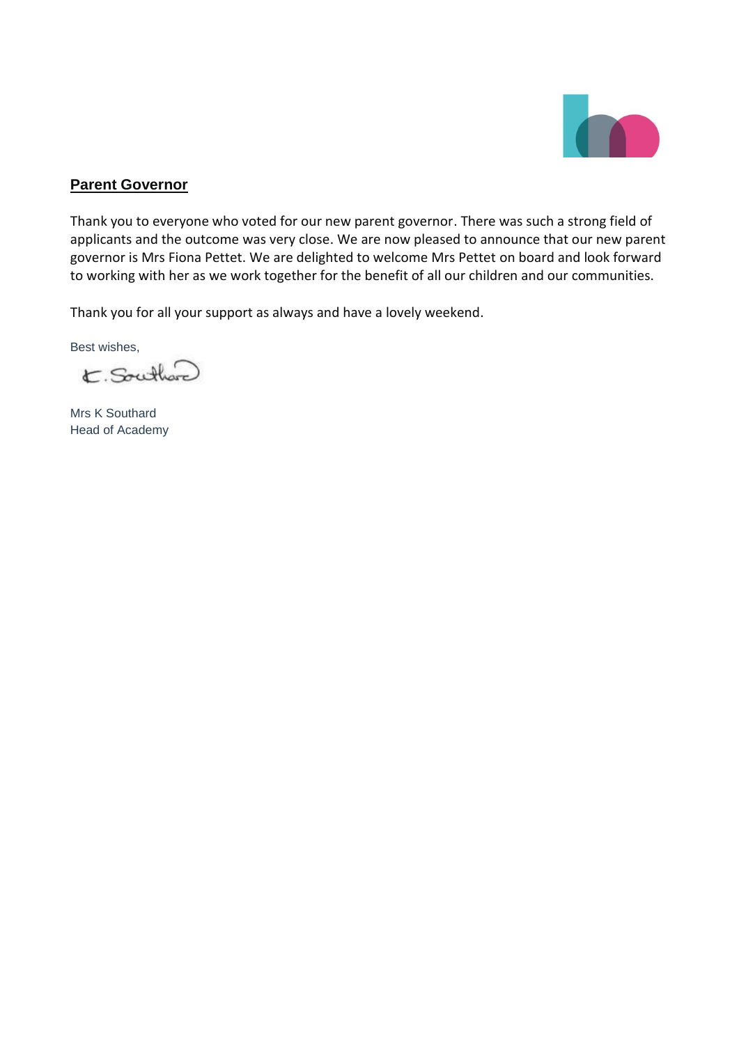## Parent Governor

Thank you to everyone who voted for our new parent governor. There was such a strong field of applicants and the outcome was very close. We are now pleased to announce that our new parent governor is Mrs Fiona Pettet. We are delighted to welcome Mrs Pettet on board and look forward to working with her as we work together for the benefit of all our children and our communities.

Thank you for all your support as always and have a lovely weekend.

Best wishes,

K. Southard

Mrs K Southard
Head of Academy